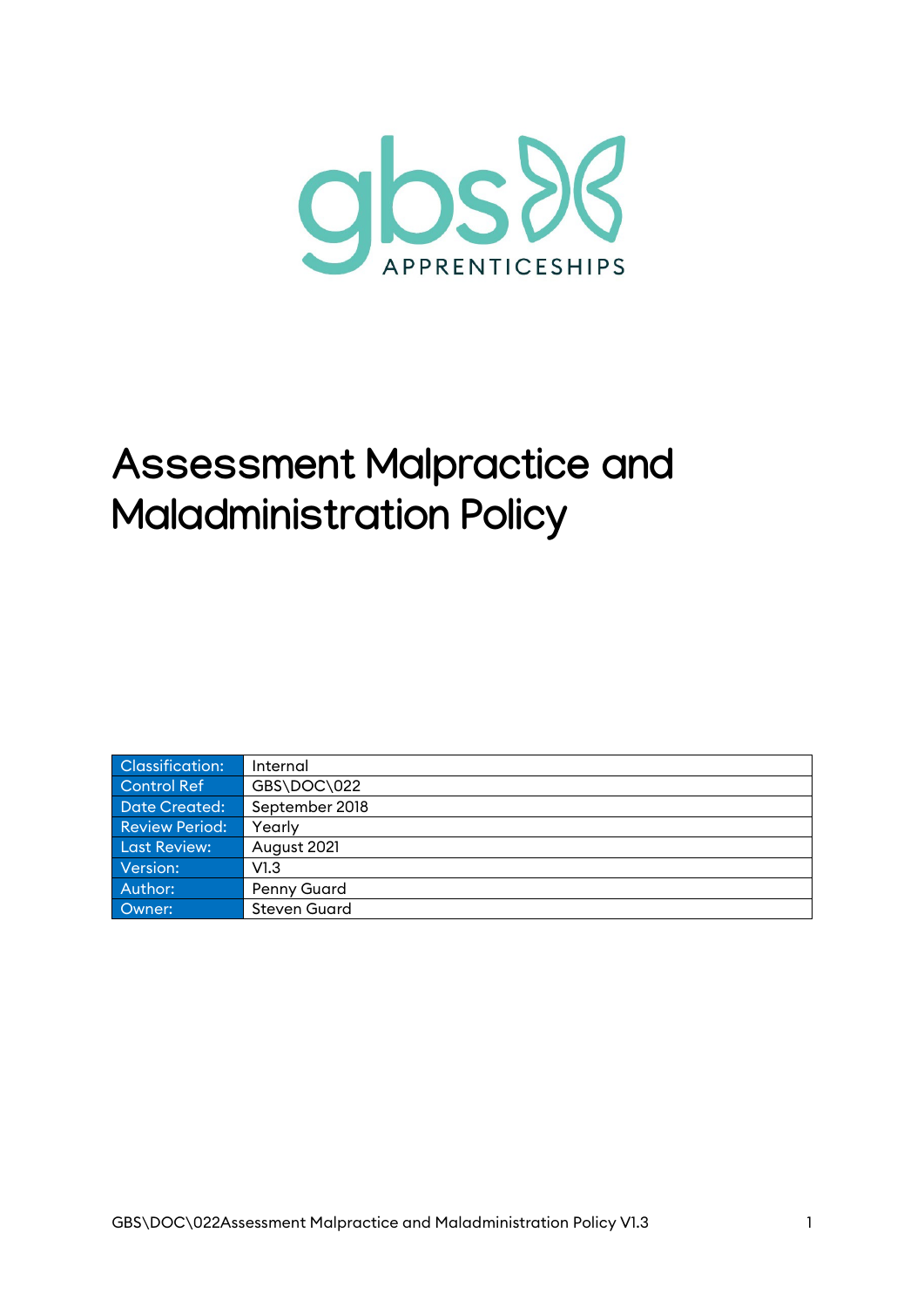gbs APPRENTICESHIPS

# Assessment Malpractice and Maladministration Policy

| Classification: | Internal |
|---|---|
| Control Ref | GBS\DOC\022 |
| Date Created: | September 2018 |
| Review Period: | Yearly |
| Last Review: | August 2021 |
| Version: | V1.3 |
| Author: | Penny Guard |
| Owner: | Steven Guard |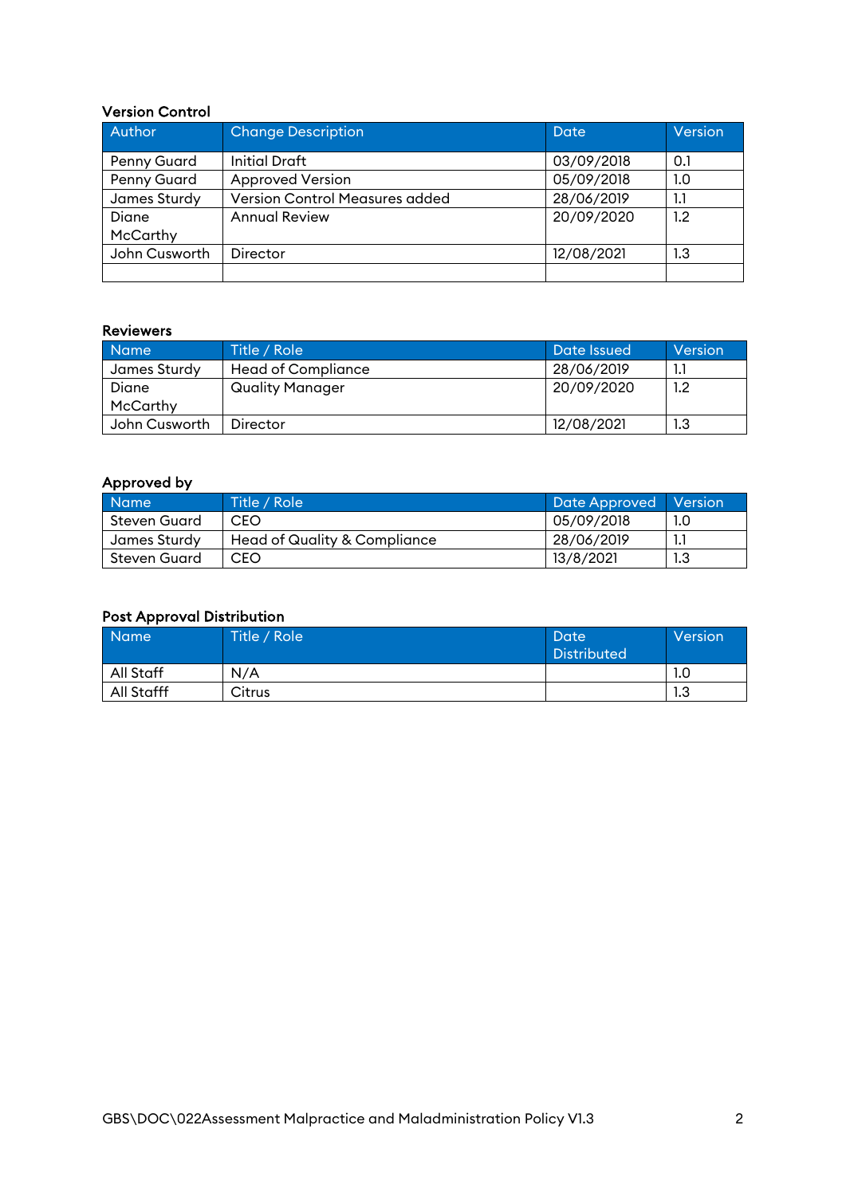**Version Control**

| Author | Change Description | Date | Version |
|---|---|---|---|
| Penny Guard | Initial Draft | 03/09/2018 | 0.1 |
| Penny Guard | Approved Version | 05/09/2018 | 1.0 |
| James Sturdy | Version Control Measures added | 28/06/2019 | 1.1 |
| Diane McCarthy | Annual Review | 20/09/2020 | 1.2 |
| John Cusworth | Director | 12/08/2021 | 1.3 |
| | | | |

**Reviewers**

| Name | Title / Role | Date Issued | Version |
|---|---|---|---|
| James Sturdy | Head of Compliance | 28/06/2019 | 1.1 |
| Diane McCarthy | Quality Manager | 20/09/2020 | 1.2 |
| John Cusworth | Director | 12/08/2021 | 1.3 |

**Approved by**

| Name | Title / Role | Date Approved | Version |
|---|---|---|---|
| Steven Guard | CEO | 05/09/2018 | 1.0 |
| James Sturdy | Head of Quality & Compliance | 28/06/2019 | 1.1 |
| Steven Guard | CEO | 13/8/2021 | 1.3 |

**Post Approval Distribution**

| Name | Title / Role | Date Distributed | Version |
|---|---|---|---|
| All Staff | N/A | | 1.0 |
| All Stafff | Citrus | | 1.3 |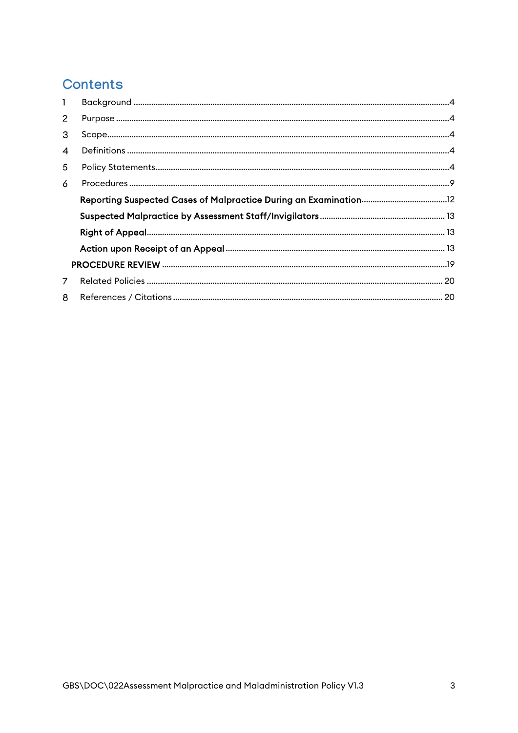## Contents

1 Background .......... 4
2 Purpose .......... 4
3 Scope .......... 4
4 Definitions .......... 4
5 Policy Statements .......... 4
6 Procedures .......... 9
  **Reporting Suspected Cases of Malpractice During an Examination** .......... 12
  **Suspected Malpractice by Assessment Staff/Invigilators** .......... 13
  **Right of Appeal** .......... 13
  **Action upon Receipt of an Appeal** .......... 13
**PROCEDURE REVIEW** .......... 19
7 Related Policies .......... 20
8 References / Citations .......... 20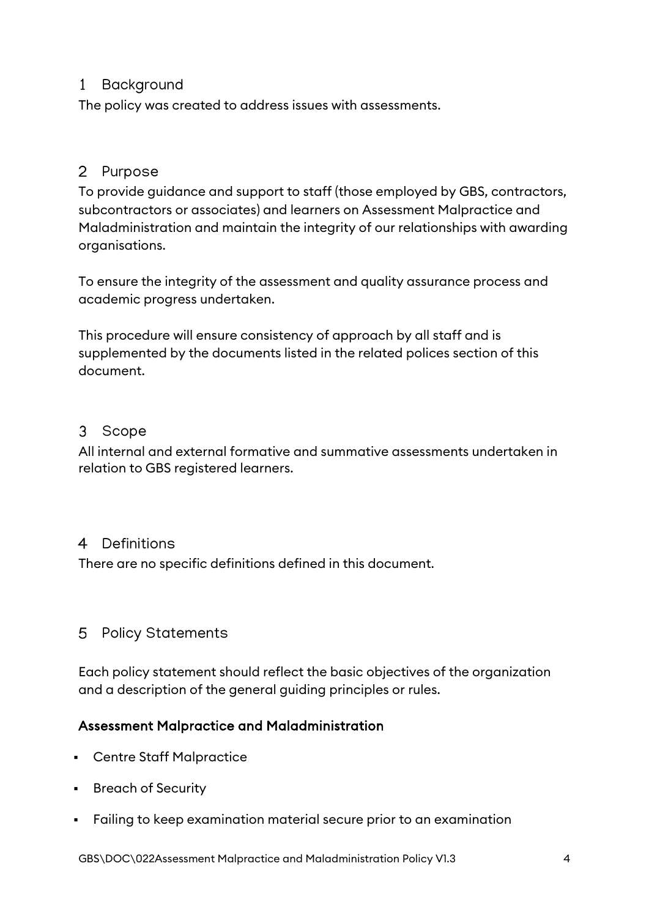## 1 Background

The policy was created to address issues with assessments.

## 2 Purpose

To provide guidance and support to staff (those employed by GBS, contractors, subcontractors or associates) and learners on Assessment Malpractice and Maladministration and maintain the integrity of our relationships with awarding organisations.

To ensure the integrity of the assessment and quality assurance process and academic progress undertaken.

This procedure will ensure consistency of approach by all staff and is supplemented by the documents listed in the related polices section of this document.

## 3 Scope

All internal and external formative and summative assessments undertaken in relation to GBS registered learners.

## 4 Definitions

There are no specific definitions defined in this document.

## 5 Policy Statements

Each policy statement should reflect the basic objectives of the organization and a description of the general guiding principles or rules.

**Assessment Malpractice and Maladministration**

- Centre Staff Malpractice
- Breach of Security
- Failing to keep examination material secure prior to an examination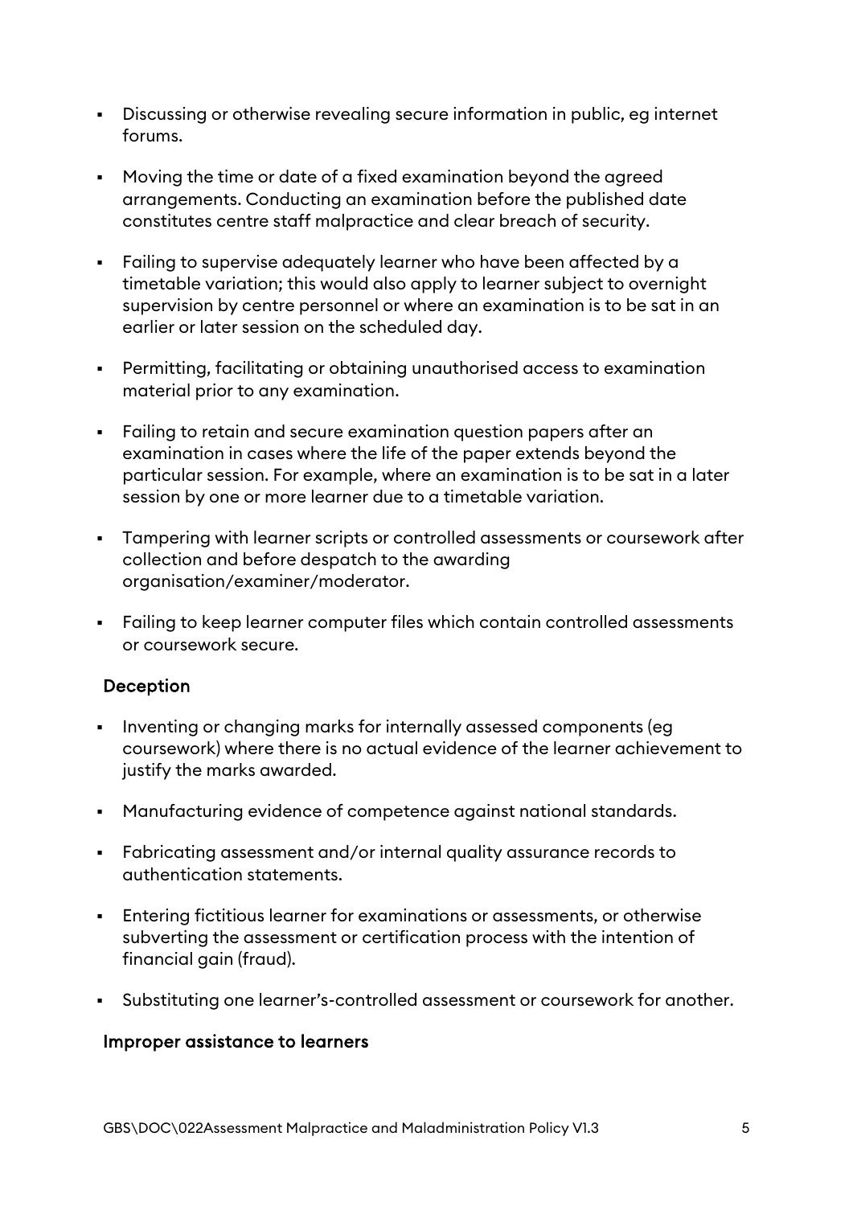- Discussing or otherwise revealing secure information in public, eg internet forums.
- Moving the time or date of a fixed examination beyond the agreed arrangements. Conducting an examination before the published date constitutes centre staff malpractice and clear breach of security.
- Failing to supervise adequately learner who have been affected by a timetable variation; this would also apply to learner subject to overnight supervision by centre personnel or where an examination is to be sat in an earlier or later session on the scheduled day.
- Permitting, facilitating or obtaining unauthorised access to examination material prior to any examination.
- Failing to retain and secure examination question papers after an examination in cases where the life of the paper extends beyond the particular session. For example, where an examination is to be sat in a later session by one or more learner due to a timetable variation.
- Tampering with learner scripts or controlled assessments or coursework after collection and before despatch to the awarding organisation/examiner/moderator.
- Failing to keep learner computer files which contain controlled assessments or coursework secure.

### Deception

- Inventing or changing marks for internally assessed components (eg coursework) where there is no actual evidence of the learner achievement to justify the marks awarded.
- Manufacturing evidence of competence against national standards.
- Fabricating assessment and/or internal quality assurance records to authentication statements.
- Entering fictitious learner for examinations or assessments, or otherwise subverting the assessment or certification process with the intention of financial gain (fraud).
- Substituting one learner's-controlled assessment or coursework for another.

### Improper assistance to learners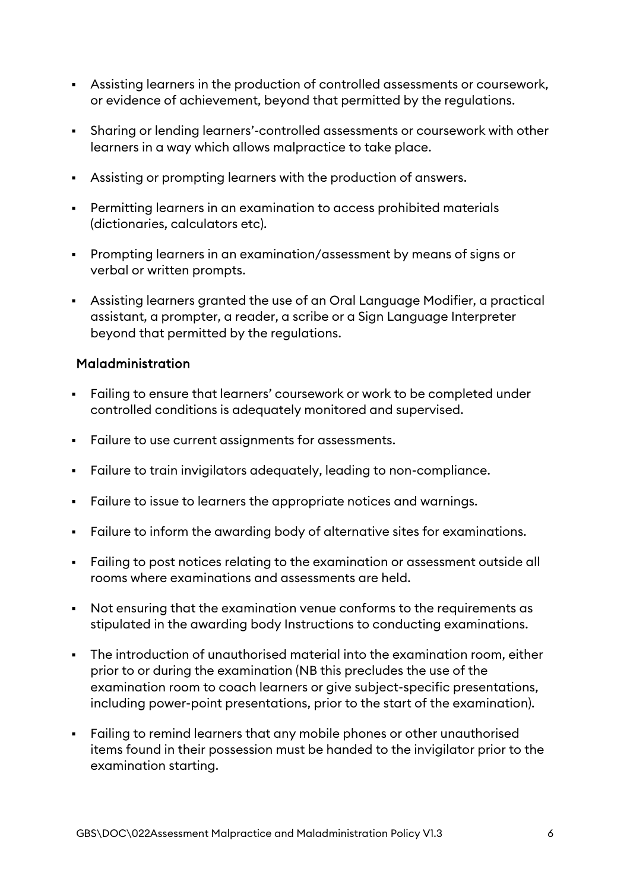- Assisting learners in the production of controlled assessments or coursework, or evidence of achievement, beyond that permitted by the regulations.
- Sharing or lending learners'-controlled assessments or coursework with other learners in a way which allows malpractice to take place.
- Assisting or prompting learners with the production of answers.
- Permitting learners in an examination to access prohibited materials (dictionaries, calculators etc).
- Prompting learners in an examination/assessment by means of signs or verbal or written prompts.
- Assisting learners granted the use of an Oral Language Modifier, a practical assistant, a prompter, a reader, a scribe or a Sign Language Interpreter beyond that permitted by the regulations.

### Maladministration

- Failing to ensure that learners' coursework or work to be completed under controlled conditions is adequately monitored and supervised.
- Failure to use current assignments for assessments.
- Failure to train invigilators adequately, leading to non-compliance.
- Failure to issue to learners the appropriate notices and warnings.
- Failure to inform the awarding body of alternative sites for examinations.
- Failing to post notices relating to the examination or assessment outside all rooms where examinations and assessments are held.
- Not ensuring that the examination venue conforms to the requirements as stipulated in the awarding body Instructions to conducting examinations.
- The introduction of unauthorised material into the examination room, either prior to or during the examination (NB this precludes the use of the examination room to coach learners or give subject-specific presentations, including power-point presentations, prior to the start of the examination).
- Failing to remind learners that any mobile phones or other unauthorised items found in their possession must be handed to the invigilator prior to the examination starting.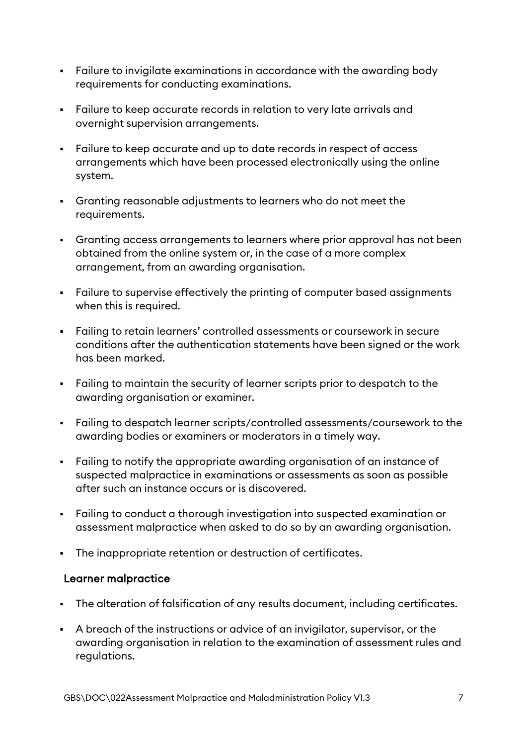- Failure to invigilate examinations in accordance with the awarding body requirements for conducting examinations.
- Failure to keep accurate records in relation to very late arrivals and overnight supervision arrangements.
- Failure to keep accurate and up to date records in respect of access arrangements which have been processed electronically using the online system.
- Granting reasonable adjustments to learners who do not meet the requirements.
- Granting access arrangements to learners where prior approval has not been obtained from the online system or, in the case of a more complex arrangement, from an awarding organisation.
- Failure to supervise effectively the printing of computer based assignments when this is required.
- Failing to retain learners' controlled assessments or coursework in secure conditions after the authentication statements have been signed or the work has been marked.
- Failing to maintain the security of learner scripts prior to despatch to the awarding organisation or examiner.
- Failing to despatch learner scripts/controlled assessments/coursework to the awarding bodies or examiners or moderators in a timely way.
- Failing to notify the appropriate awarding organisation of an instance of suspected malpractice in examinations or assessments as soon as possible after such an instance occurs or is discovered.
- Failing to conduct a thorough investigation into suspected examination or assessment malpractice when asked to do so by an awarding organisation.
- The inappropriate retention or destruction of certificates.

### Learner malpractice

- The alteration of falsification of any results document, including certificates.
- A breach of the instructions or advice of an invigilator, supervisor, or the awarding organisation in relation to the examination of assessment rules and regulations.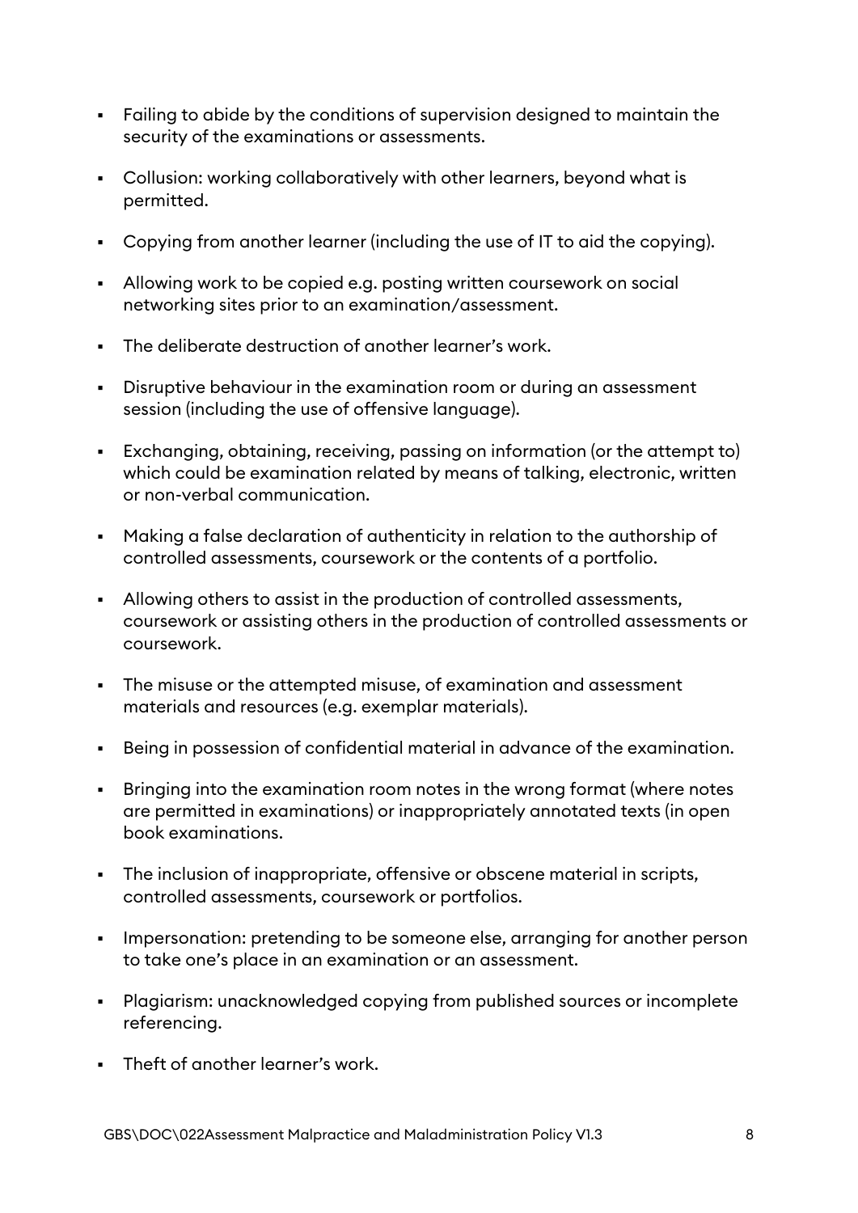- Failing to abide by the conditions of supervision designed to maintain the security of the examinations or assessments.
- Collusion: working collaboratively with other learners, beyond what is permitted.
- Copying from another learner (including the use of IT to aid the copying).
- Allowing work to be copied e.g. posting written coursework on social networking sites prior to an examination/assessment.
- The deliberate destruction of another learner's work.
- Disruptive behaviour in the examination room or during an assessment session (including the use of offensive language).
- Exchanging, obtaining, receiving, passing on information (or the attempt to) which could be examination related by means of talking, electronic, written or non-verbal communication.
- Making a false declaration of authenticity in relation to the authorship of controlled assessments, coursework or the contents of a portfolio.
- Allowing others to assist in the production of controlled assessments, coursework or assisting others in the production of controlled assessments or coursework.
- The misuse or the attempted misuse, of examination and assessment materials and resources (e.g. exemplar materials).
- Being in possession of confidential material in advance of the examination.
- Bringing into the examination room notes in the wrong format (where notes are permitted in examinations) or inappropriately annotated texts (in open book examinations.
- The inclusion of inappropriate, offensive or obscene material in scripts, controlled assessments, coursework or portfolios.
- Impersonation: pretending to be someone else, arranging for another person to take one's place in an examination or an assessment.
- Plagiarism: unacknowledged copying from published sources or incomplete referencing.
- Theft of another learner's work.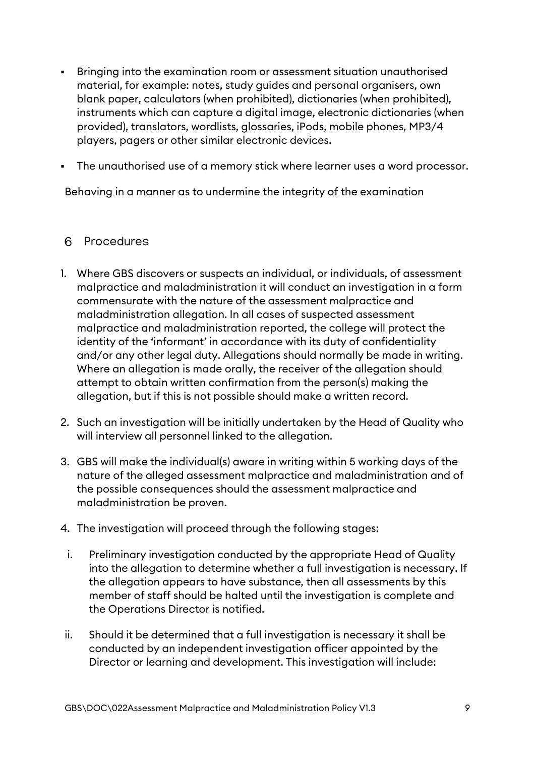- Bringing into the examination room or assessment situation unauthorised material, for example: notes, study guides and personal organisers, own blank paper, calculators (when prohibited), dictionaries (when prohibited), instruments which can capture a digital image, electronic dictionaries (when provided), translators, wordlists, glossaries, iPods, mobile phones, MP3/4 players, pagers or other similar electronic devices.
- The unauthorised use of a memory stick where learner uses a word processor.

Behaving in a manner as to undermine the integrity of the examination

## 6 Procedures

1. Where GBS discovers or suspects an individual, or individuals, of assessment malpractice and maladministration it will conduct an investigation in a form commensurate with the nature of the assessment malpractice and maladministration allegation. In all cases of suspected assessment malpractice and maladministration reported, the college will protect the identity of the 'informant' in accordance with its duty of confidentiality and/or any other legal duty. Allegations should normally be made in writing. Where an allegation is made orally, the receiver of the allegation should attempt to obtain written confirmation from the person(s) making the allegation, but if this is not possible should make a written record.
2. Such an investigation will be initially undertaken by the Head of Quality who will interview all personnel linked to the allegation.
3. GBS will make the individual(s) aware in writing within 5 working days of the nature of the alleged assessment malpractice and maladministration and of the possible consequences should the assessment malpractice and maladministration be proven.
4. The investigation will proceed through the following stages:
   i. Preliminary investigation conducted by the appropriate Head of Quality into the allegation to determine whether a full investigation is necessary. If the allegation appears to have substance, then all assessments by this member of staff should be halted until the investigation is complete and the Operations Director is notified.
   ii. Should it be determined that a full investigation is necessary it shall be conducted by an independent investigation officer appointed by the Director or learning and development. This investigation will include: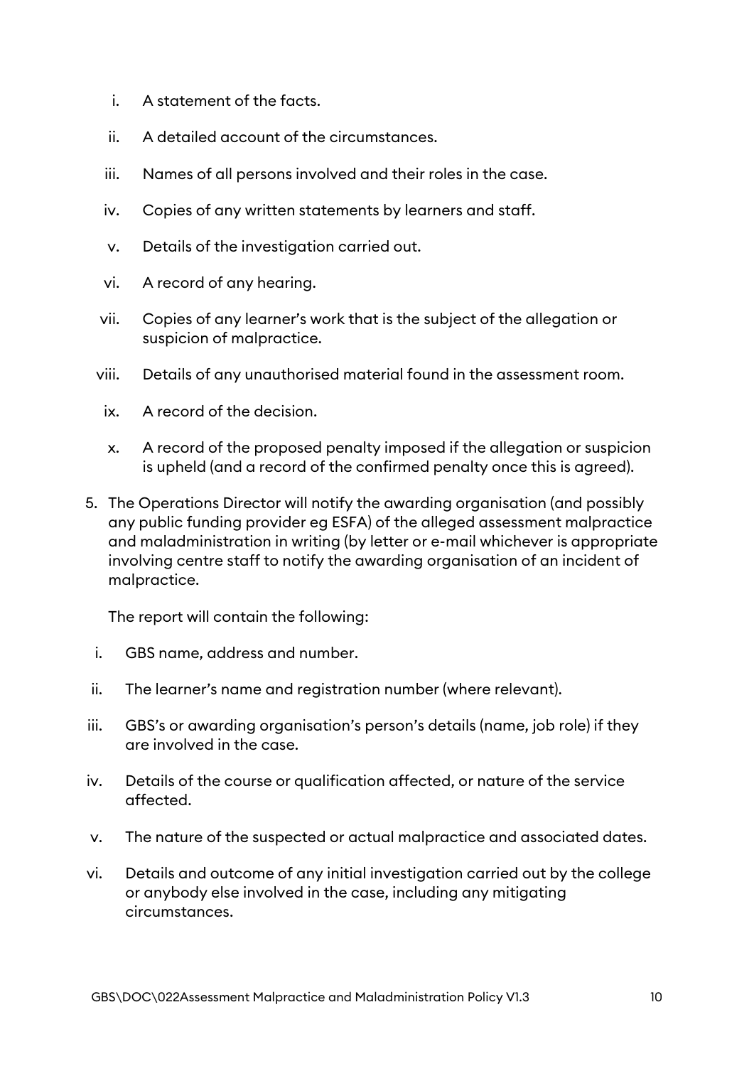i. A statement of the facts.

ii. A detailed account of the circumstances.

iii. Names of all persons involved and their roles in the case.

iv. Copies of any written statements by learners and staff.

v. Details of the investigation carried out.

vi. A record of any hearing.

vii. Copies of any learner's work that is the subject of the allegation or suspicion of malpractice.

viii. Details of any unauthorised material found in the assessment room.

ix. A record of the decision.

x. A record of the proposed penalty imposed if the allegation or suspicion is upheld (and a record of the confirmed penalty once this is agreed).

5. The Operations Director will notify the awarding organisation (and possibly any public funding provider eg ESFA) of the alleged assessment malpractice and maladministration in writing (by letter or e-mail whichever is appropriate involving centre staff to notify the awarding organisation of an incident of malpractice.

   The report will contain the following:

i. GBS name, address and number.

ii. The learner's name and registration number (where relevant).

iii. GBS's or awarding organisation's person's details (name, job role) if they are involved in the case.

iv. Details of the course or qualification affected, or nature of the service affected.

v. The nature of the suspected or actual malpractice and associated dates.

vi. Details and outcome of any initial investigation carried out by the college or anybody else involved in the case, including any mitigating circumstances.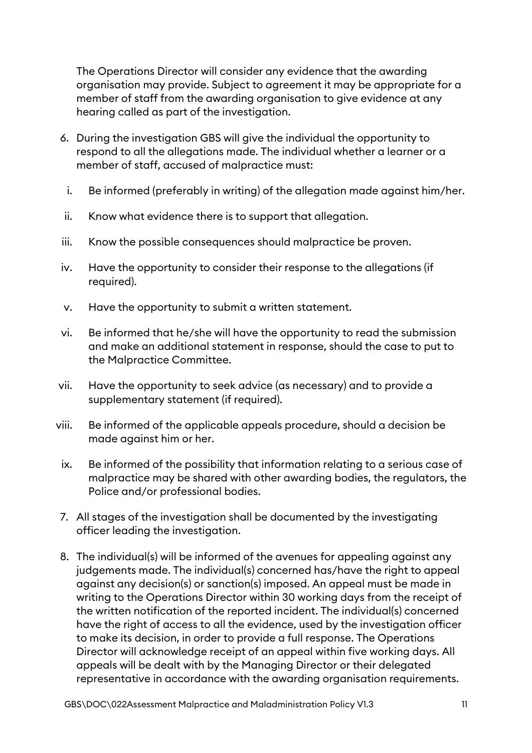The Operations Director will consider any evidence that the awarding organisation may provide. Subject to agreement it may be appropriate for a member of staff from the awarding organisation to give evidence at any hearing called as part of the investigation.

6. During the investigation GBS will give the individual the opportunity to respond to all the allegations made. The individual whether a learner or a member of staff, accused of malpractice must:

   i. Be informed (preferably in writing) of the allegation made against him/her.

   ii. Know what evidence there is to support that allegation.

   iii. Know the possible consequences should malpractice be proven.

   iv. Have the opportunity to consider their response to the allegations (if required).

   v. Have the opportunity to submit a written statement.

   vi. Be informed that he/she will have the opportunity to read the submission and make an additional statement in response, should the case to put to the Malpractice Committee.

   vii. Have the opportunity to seek advice (as necessary) and to provide a supplementary statement (if required).

   viii. Be informed of the applicable appeals procedure, should a decision be made against him or her.

   ix. Be informed of the possibility that information relating to a serious case of malpractice may be shared with other awarding bodies, the regulators, the Police and/or professional bodies.

7. All stages of the investigation shall be documented by the investigating officer leading the investigation.

8. The individual(s) will be informed of the avenues for appealing against any judgements made. The individual(s) concerned has/have the right to appeal against any decision(s) or sanction(s) imposed. An appeal must be made in writing to the Operations Director within 30 working days from the receipt of the written notification of the reported incident. The individual(s) concerned have the right of access to all the evidence, used by the investigation officer to make its decision, in order to provide a full response. The Operations Director will acknowledge receipt of an appeal within five working days. All appeals will be dealt with by the Managing Director or their delegated representative in accordance with the awarding organisation requirements.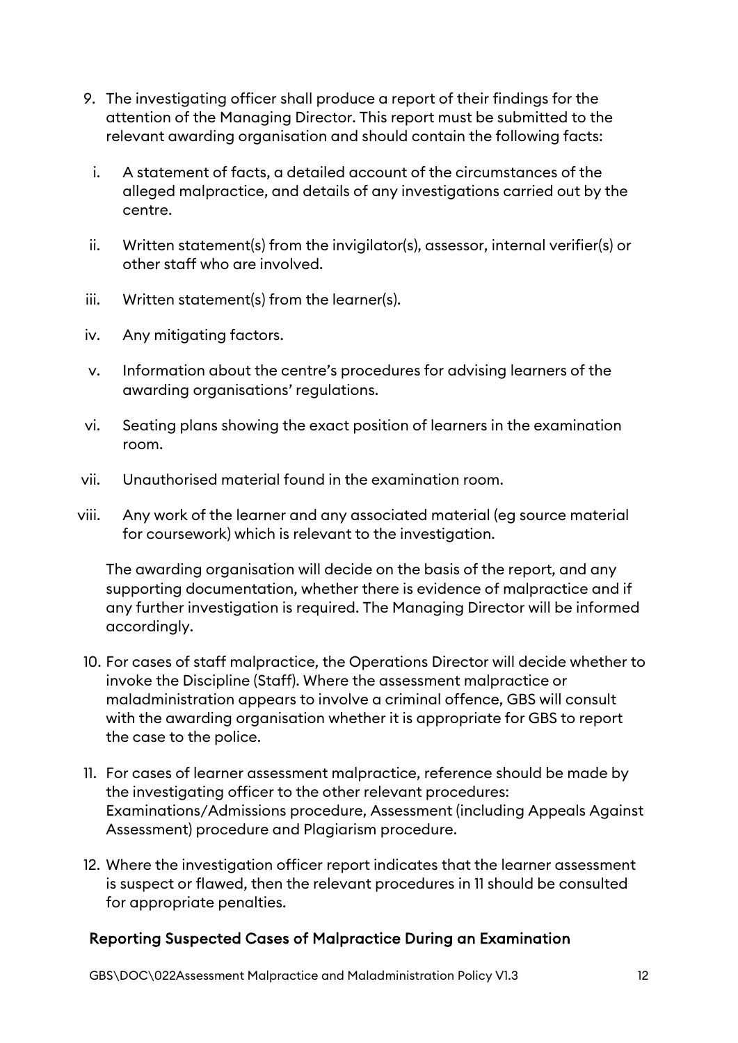9. The investigating officer shall produce a report of their findings for the attention of the Managing Director. This report must be submitted to the relevant awarding organisation and should contain the following facts:

   i. A statement of facts, a detailed account of the circumstances of the alleged malpractice, and details of any investigations carried out by the centre.

   ii. Written statement(s) from the invigilator(s), assessor, internal verifier(s) or other staff who are involved.

   iii. Written statement(s) from the learner(s).

   iv. Any mitigating factors.

   v. Information about the centre's procedures for advising learners of the awarding organisations' regulations.

   vi. Seating plans showing the exact position of learners in the examination room.

   vii. Unauthorised material found in the examination room.

   viii. Any work of the learner and any associated material (eg source material for coursework) which is relevant to the investigation.

   The awarding organisation will decide on the basis of the report, and any supporting documentation, whether there is evidence of malpractice and if any further investigation is required. The Managing Director will be informed accordingly.

10. For cases of staff malpractice, the Operations Director will decide whether to invoke the Discipline (Staff). Where the assessment malpractice or maladministration appears to involve a criminal offence, GBS will consult with the awarding organisation whether it is appropriate for GBS to report the case to the police.

11. For cases of learner assessment malpractice, reference should be made by the investigating officer to the other relevant procedures: Examinations/Admissions procedure, Assessment (including Appeals Against Assessment) procedure and Plagiarism procedure.

12. Where the investigation officer report indicates that the learner assessment is suspect or flawed, then the relevant procedures in 11 should be consulted for appropriate penalties.

## Reporting Suspected Cases of Malpractice During an Examination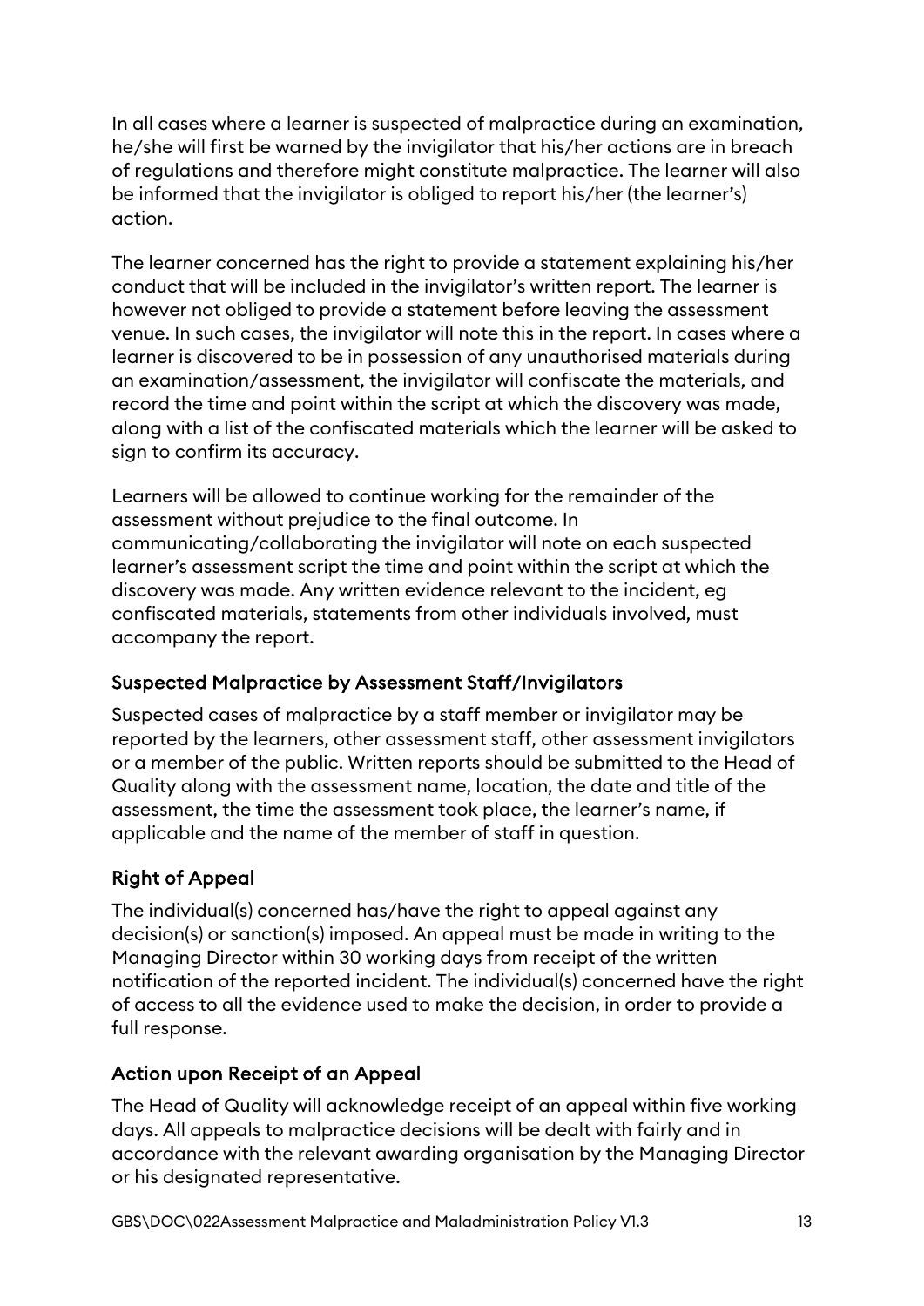In all cases where a learner is suspected of malpractice during an examination, he/she will first be warned by the invigilator that his/her actions are in breach of regulations and therefore might constitute malpractice. The learner will also be informed that the invigilator is obliged to report his/her (the learner's) action.

The learner concerned has the right to provide a statement explaining his/her conduct that will be included in the invigilator's written report. The learner is however not obliged to provide a statement before leaving the assessment venue. In such cases, the invigilator will note this in the report. In cases where a learner is discovered to be in possession of any unauthorised materials during an examination/assessment, the invigilator will confiscate the materials, and record the time and point within the script at which the discovery was made, along with a list of the confiscated materials which the learner will be asked to sign to confirm its accuracy.

Learners will be allowed to continue working for the remainder of the assessment without prejudice to the final outcome. In communicating/collaborating the invigilator will note on each suspected learner's assessment script the time and point within the script at which the discovery was made. Any written evidence relevant to the incident, eg confiscated materials, statements from other individuals involved, must accompany the report.

### Suspected Malpractice by Assessment Staff/Invigilators

Suspected cases of malpractice by a staff member or invigilator may be reported by the learners, other assessment staff, other assessment invigilators or a member of the public. Written reports should be submitted to the Head of Quality along with the assessment name, location, the date and title of the assessment, the time the assessment took place, the learner's name, if applicable and the name of the member of staff in question.

### Right of Appeal

The individual(s) concerned has/have the right to appeal against any decision(s) or sanction(s) imposed. An appeal must be made in writing to the Managing Director within 30 working days from receipt of the written notification of the reported incident. The individual(s) concerned have the right of access to all the evidence used to make the decision, in order to provide a full response.

### Action upon Receipt of an Appeal

The Head of Quality will acknowledge receipt of an appeal within five working days. All appeals to malpractice decisions will be dealt with fairly and in accordance with the relevant awarding organisation by the Managing Director or his designated representative.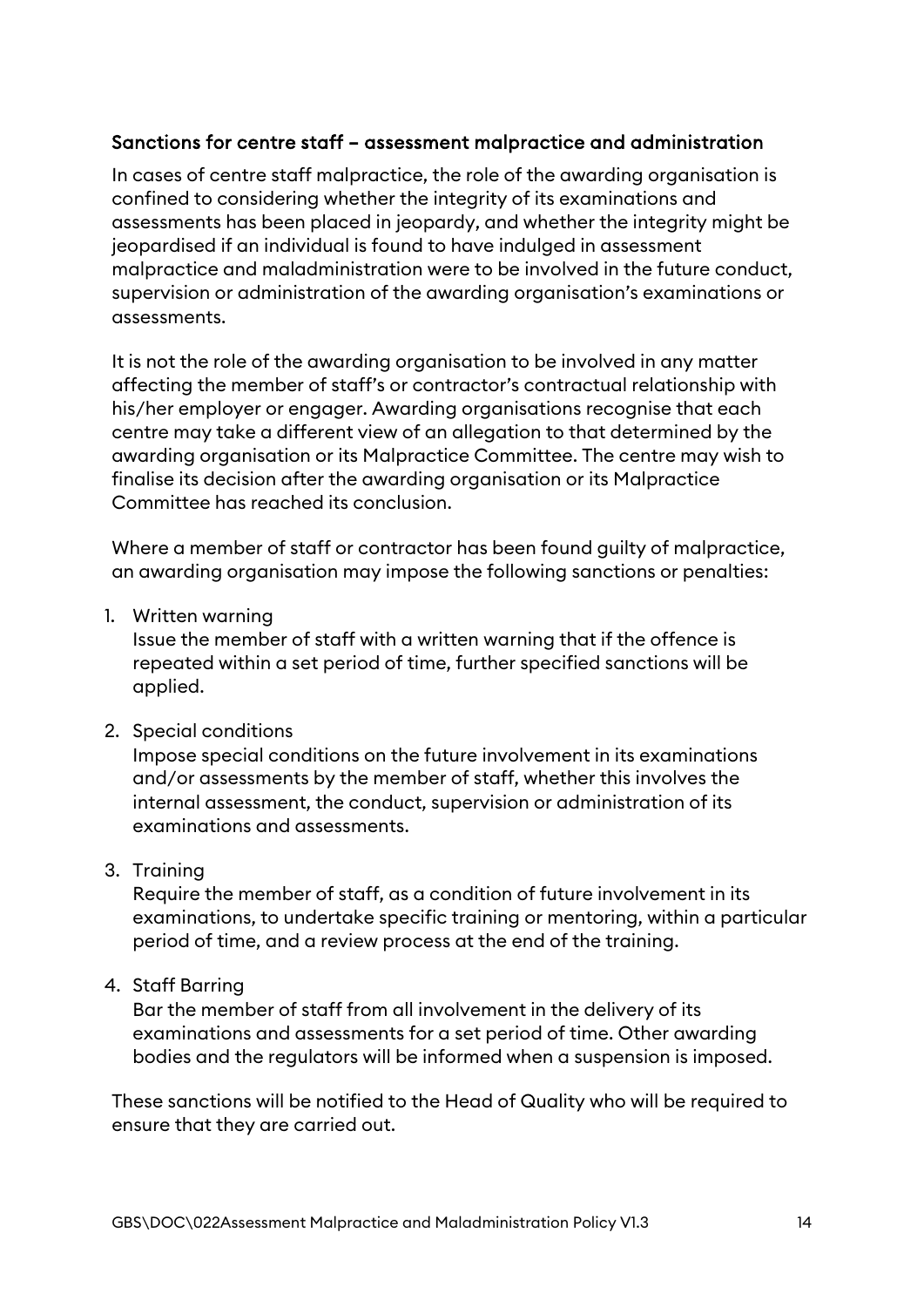### Sanctions for centre staff – assessment malpractice and administration

In cases of centre staff malpractice, the role of the awarding organisation is confined to considering whether the integrity of its examinations and assessments has been placed in jeopardy, and whether the integrity might be jeopardised if an individual is found to have indulged in assessment malpractice and maladministration were to be involved in the future conduct, supervision or administration of the awarding organisation's examinations or assessments.

It is not the role of the awarding organisation to be involved in any matter affecting the member of staff's or contractor's contractual relationship with his/her employer or engager. Awarding organisations recognise that each centre may take a different view of an allegation to that determined by the awarding organisation or its Malpractice Committee. The centre may wish to finalise its decision after the awarding organisation or its Malpractice Committee has reached its conclusion.

Where a member of staff or contractor has been found guilty of malpractice, an awarding organisation may impose the following sanctions or penalties:

1. Written warning
   Issue the member of staff with a written warning that if the offence is repeated within a set period of time, further specified sanctions will be applied.

2. Special conditions
   Impose special conditions on the future involvement in its examinations and/or assessments by the member of staff, whether this involves the internal assessment, the conduct, supervision or administration of its examinations and assessments.

3. Training
   Require the member of staff, as a condition of future involvement in its examinations, to undertake specific training or mentoring, within a particular period of time, and a review process at the end of the training.

4. Staff Barring
   Bar the member of staff from all involvement in the delivery of its examinations and assessments for a set period of time. Other awarding bodies and the regulators will be informed when a suspension is imposed.

These sanctions will be notified to the Head of Quality who will be required to ensure that they are carried out.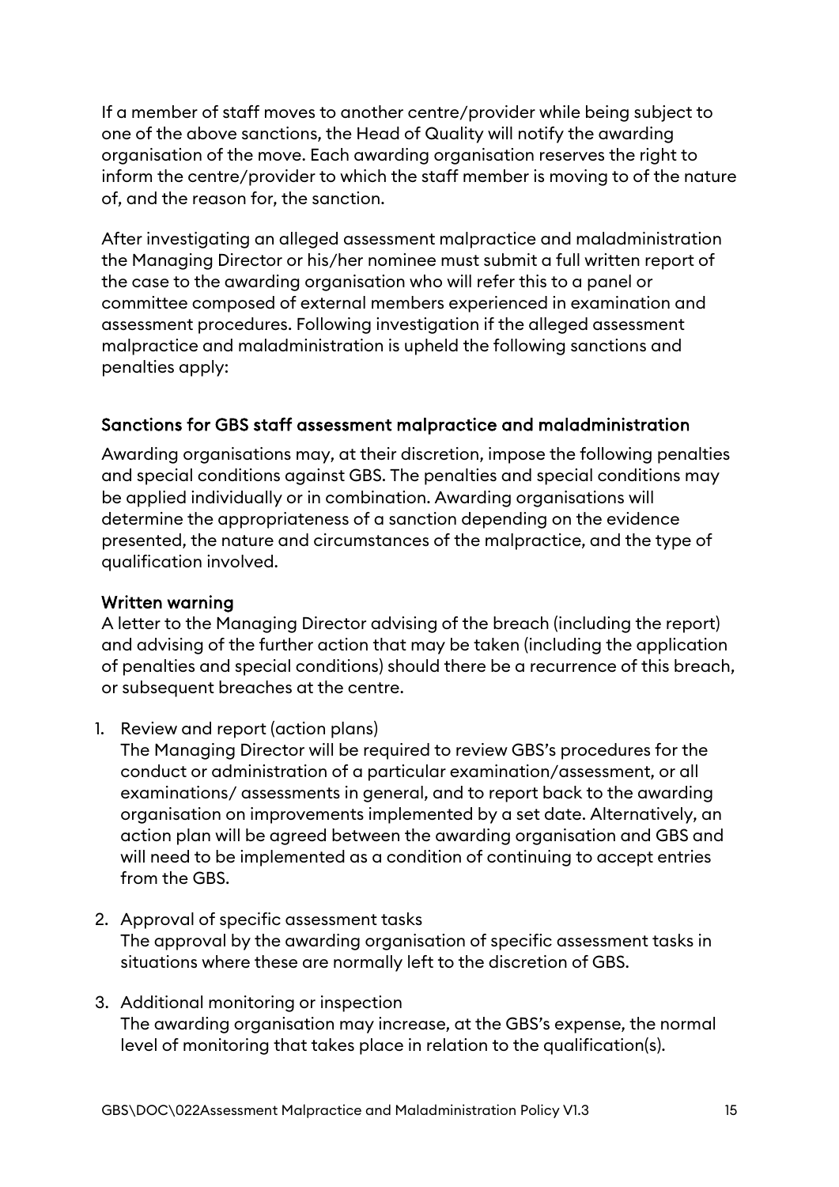If a member of staff moves to another centre/provider while being subject to one of the above sanctions, the Head of Quality will notify the awarding organisation of the move. Each awarding organisation reserves the right to inform the centre/provider to which the staff member is moving to of the nature of, and the reason for, the sanction.

After investigating an alleged assessment malpractice and maladministration the Managing Director or his/her nominee must submit a full written report of the case to the awarding organisation who will refer this to a panel or committee composed of external members experienced in examination and assessment procedures. Following investigation if the alleged assessment malpractice and maladministration is upheld the following sanctions and penalties apply:

### Sanctions for GBS staff assessment malpractice and maladministration

Awarding organisations may, at their discretion, impose the following penalties and special conditions against GBS. The penalties and special conditions may be applied individually or in combination. Awarding organisations will determine the appropriateness of a sanction depending on the evidence presented, the nature and circumstances of the malpractice, and the type of qualification involved.

#### Written warning

A letter to the Managing Director advising of the breach (including the report) and advising of the further action that may be taken (including the application of penalties and special conditions) should there be a recurrence of this breach, or subsequent breaches at the centre.

1. Review and report (action plans)
   The Managing Director will be required to review GBS's procedures for the conduct or administration of a particular examination/assessment, or all examinations/ assessments in general, and to report back to the awarding organisation on improvements implemented by a set date. Alternatively, an action plan will be agreed between the awarding organisation and GBS and will need to be implemented as a condition of continuing to accept entries from the GBS.

2. Approval of specific assessment tasks
   The approval by the awarding organisation of specific assessment tasks in situations where these are normally left to the discretion of GBS.

3. Additional monitoring or inspection
   The awarding organisation may increase, at the GBS's expense, the normal level of monitoring that takes place in relation to the qualification(s).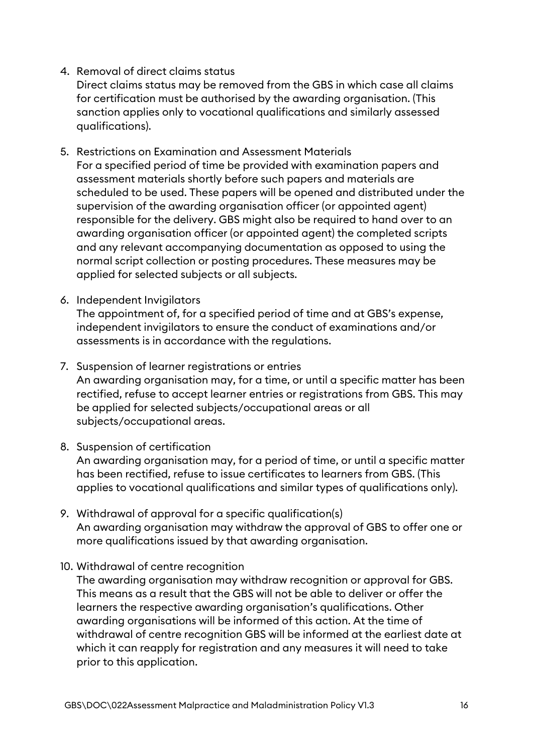4. Removal of direct claims status
   Direct claims status may be removed from the GBS in which case all claims for certification must be authorised by the awarding organisation. (This sanction applies only to vocational qualifications and similarly assessed qualifications).

5. Restrictions on Examination and Assessment Materials
   For a specified period of time be provided with examination papers and assessment materials shortly before such papers and materials are scheduled to be used. These papers will be opened and distributed under the supervision of the awarding organisation officer (or appointed agent) responsible for the delivery. GBS might also be required to hand over to an awarding organisation officer (or appointed agent) the completed scripts and any relevant accompanying documentation as opposed to using the normal script collection or posting procedures. These measures may be applied for selected subjects or all subjects.

6. Independent Invigilators
   The appointment of, for a specified period of time and at GBS's expense, independent invigilators to ensure the conduct of examinations and/or assessments is in accordance with the regulations.

7. Suspension of learner registrations or entries
   An awarding organisation may, for a time, or until a specific matter has been rectified, refuse to accept learner entries or registrations from GBS. This may be applied for selected subjects/occupational areas or all subjects/occupational areas.

8. Suspension of certification
   An awarding organisation may, for a period of time, or until a specific matter has been rectified, refuse to issue certificates to learners from GBS. (This applies to vocational qualifications and similar types of qualifications only).

9. Withdrawal of approval for a specific qualification(s)
   An awarding organisation may withdraw the approval of GBS to offer one or more qualifications issued by that awarding organisation.

10. Withdrawal of centre recognition
    The awarding organisation may withdraw recognition or approval for GBS. This means as a result that the GBS will not be able to deliver or offer the learners the respective awarding organisation's qualifications. Other awarding organisations will be informed of this action. At the time of withdrawal of centre recognition GBS will be informed at the earliest date at which it can reapply for registration and any measures it will need to take prior to this application.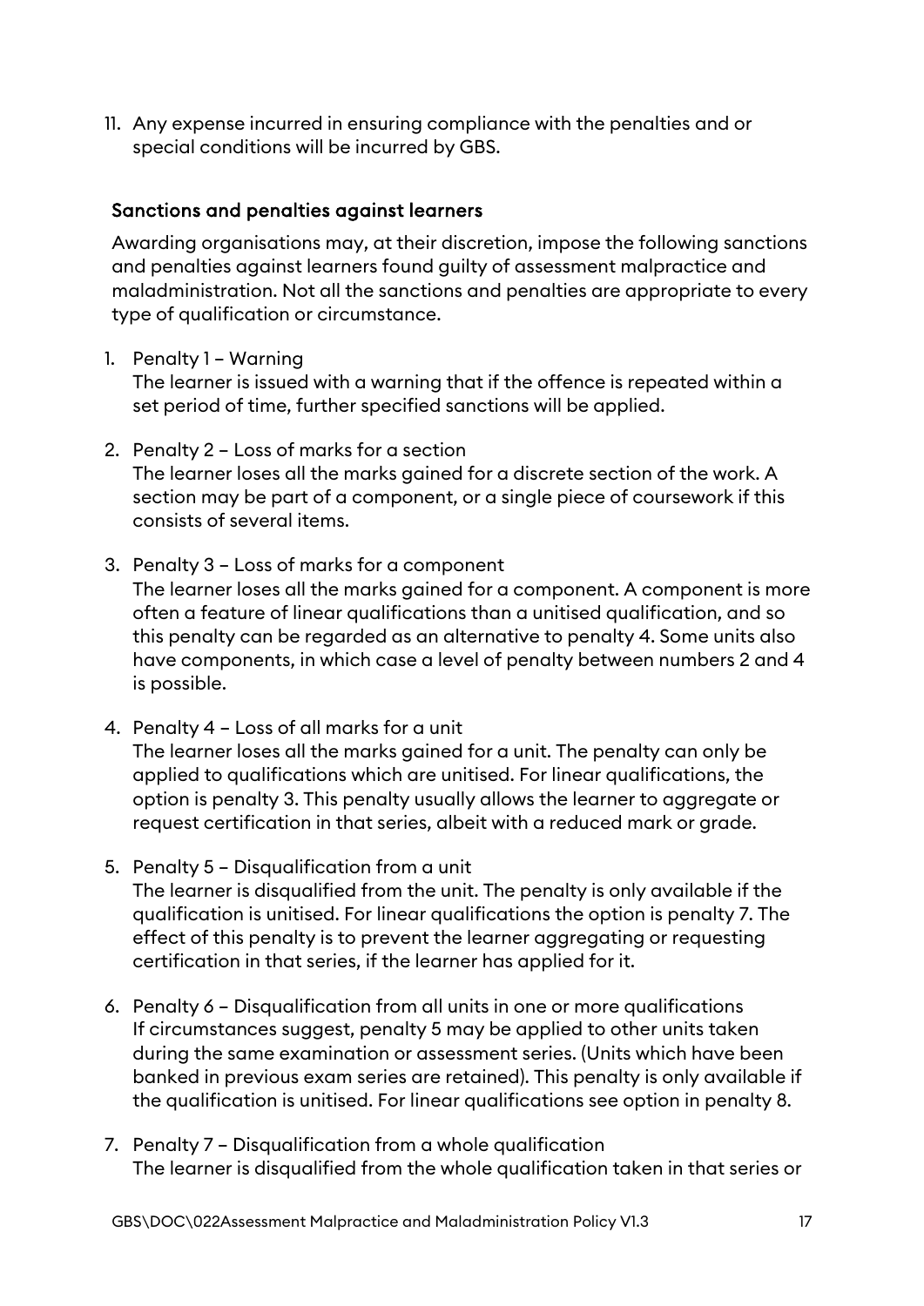11. Any expense incurred in ensuring compliance with the penalties and or special conditions will be incurred by GBS.

### Sanctions and penalties against learners

Awarding organisations may, at their discretion, impose the following sanctions and penalties against learners found guilty of assessment malpractice and maladministration. Not all the sanctions and penalties are appropriate to every type of qualification or circumstance.

1. Penalty 1 – Warning
   The learner is issued with a warning that if the offence is repeated within a set period of time, further specified sanctions will be applied.

2. Penalty 2 – Loss of marks for a section
   The learner loses all the marks gained for a discrete section of the work. A section may be part of a component, or a single piece of coursework if this consists of several items.

3. Penalty 3 – Loss of marks for a component
   The learner loses all the marks gained for a component. A component is more often a feature of linear qualifications than a unitised qualification, and so this penalty can be regarded as an alternative to penalty 4. Some units also have components, in which case a level of penalty between numbers 2 and 4 is possible.

4. Penalty 4 – Loss of all marks for a unit
   The learner loses all the marks gained for a unit. The penalty can only be applied to qualifications which are unitised. For linear qualifications, the option is penalty 3. This penalty usually allows the learner to aggregate or request certification in that series, albeit with a reduced mark or grade.

5. Penalty 5 – Disqualification from a unit
   The learner is disqualified from the unit. The penalty is only available if the qualification is unitised. For linear qualifications the option is penalty 7. The effect of this penalty is to prevent the learner aggregating or requesting certification in that series, if the learner has applied for it.

6. Penalty 6 – Disqualification from all units in one or more qualifications
   If circumstances suggest, penalty 5 may be applied to other units taken during the same examination or assessment series. (Units which have been banked in previous exam series are retained). This penalty is only available if the qualification is unitised. For linear qualifications see option in penalty 8.

7. Penalty 7 – Disqualification from a whole qualification
   The learner is disqualified from the whole qualification taken in that series or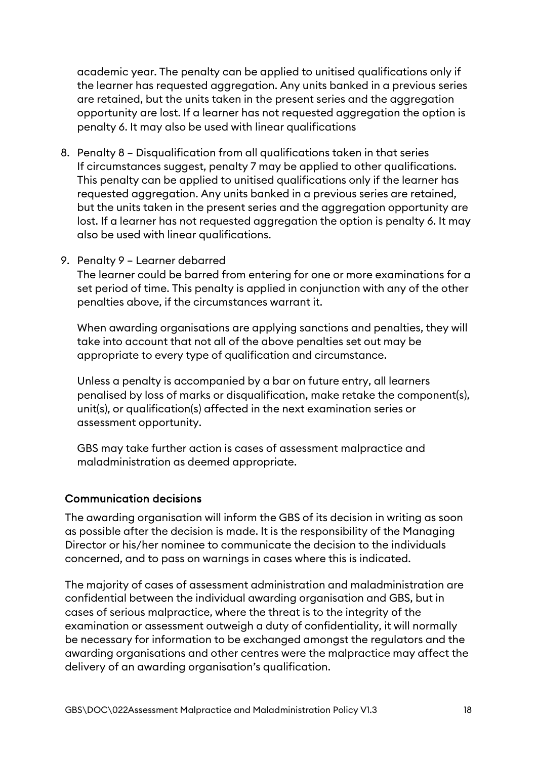academic year. The penalty can be applied to unitised qualifications only if the learner has requested aggregation. Any units banked in a previous series are retained, but the units taken in the present series and the aggregation opportunity are lost. If a learner has not requested aggregation the option is penalty 6. It may also be used with linear qualifications

8. Penalty 8 – Disqualification from all qualifications taken in that series
   If circumstances suggest, penalty 7 may be applied to other qualifications. This penalty can be applied to unitised qualifications only if the learner has requested aggregation. Any units banked in a previous series are retained, but the units taken in the present series and the aggregation opportunity are lost. If a learner has not requested aggregation the option is penalty 6. It may also be used with linear qualifications.

9. Penalty 9 – Learner debarred
   The learner could be barred from entering for one or more examinations for a set period of time. This penalty is applied in conjunction with any of the other penalties above, if the circumstances warrant it.

   When awarding organisations are applying sanctions and penalties, they will take into account that not all of the above penalties set out may be appropriate to every type of qualification and circumstance.

   Unless a penalty is accompanied by a bar on future entry, all learners penalised by loss of marks or disqualification, make retake the component(s), unit(s), or qualification(s) affected in the next examination series or assessment opportunity.

   GBS may take further action is cases of assessment malpractice and maladministration as deemed appropriate.

### Communication decisions

The awarding organisation will inform the GBS of its decision in writing as soon as possible after the decision is made. It is the responsibility of the Managing Director or his/her nominee to communicate the decision to the individuals concerned, and to pass on warnings in cases where this is indicated.

The majority of cases of assessment administration and maladministration are confidential between the individual awarding organisation and GBS, but in cases of serious malpractice, where the threat is to the integrity of the examination or assessment outweigh a duty of confidentiality, it will normally be necessary for information to be exchanged amongst the regulators and the awarding organisations and other centres were the malpractice may affect the delivery of an awarding organisation's qualification.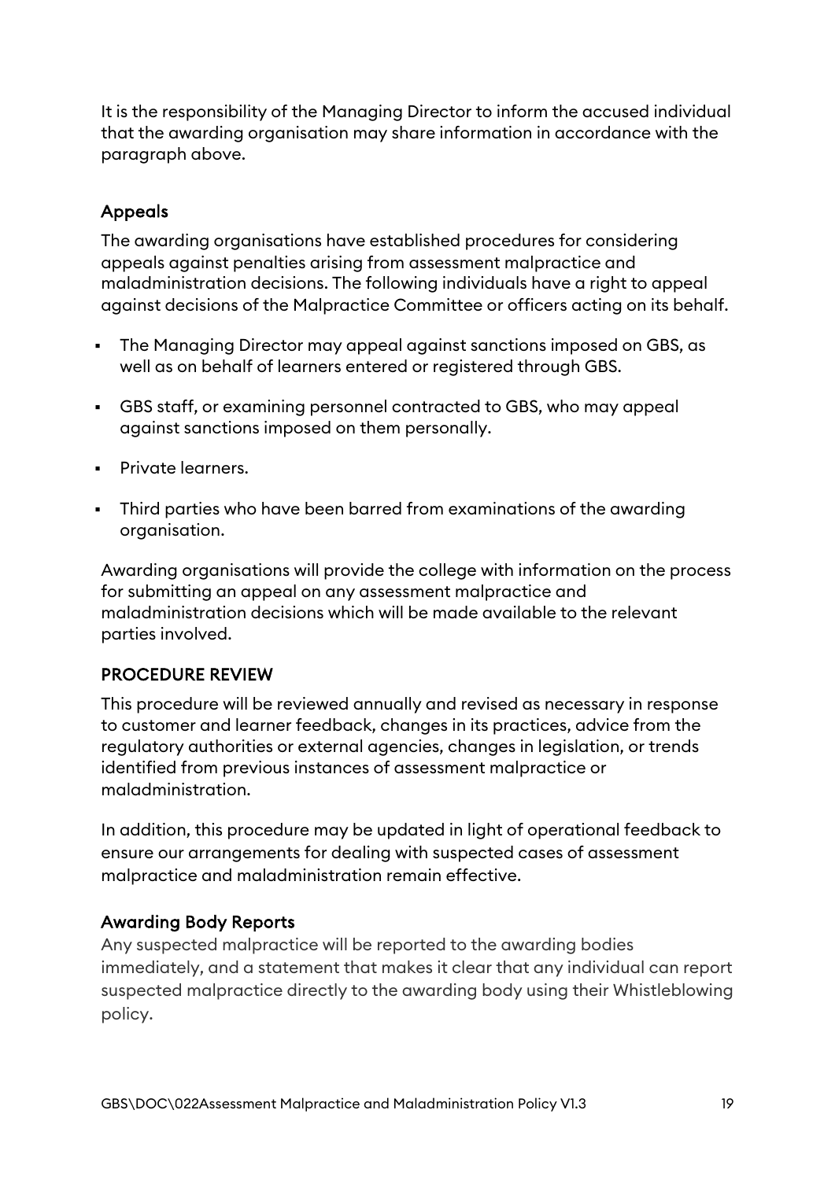It is the responsibility of the Managing Director to inform the accused individual that the awarding organisation may share information in accordance with the paragraph above.

### Appeals

The awarding organisations have established procedures for considering appeals against penalties arising from assessment malpractice and maladministration decisions. The following individuals have a right to appeal against decisions of the Malpractice Committee or officers acting on its behalf.

- The Managing Director may appeal against sanctions imposed on GBS, as well as on behalf of learners entered or registered through GBS.
- GBS staff, or examining personnel contracted to GBS, who may appeal against sanctions imposed on them personally.
- Private learners.
- Third parties who have been barred from examinations of the awarding organisation.

Awarding organisations will provide the college with information on the process for submitting an appeal on any assessment malpractice and maladministration decisions which will be made available to the relevant parties involved.

## PROCEDURE REVIEW

This procedure will be reviewed annually and revised as necessary in response to customer and learner feedback, changes in its practices, advice from the regulatory authorities or external agencies, changes in legislation, or trends identified from previous instances of assessment malpractice or maladministration.

In addition, this procedure may be updated in light of operational feedback to ensure our arrangements for dealing with suspected cases of assessment malpractice and maladministration remain effective.

### Awarding Body Reports

Any suspected malpractice will be reported to the awarding bodies immediately, and a statement that makes it clear that any individual can report suspected malpractice directly to the awarding body using their Whistleblowing policy.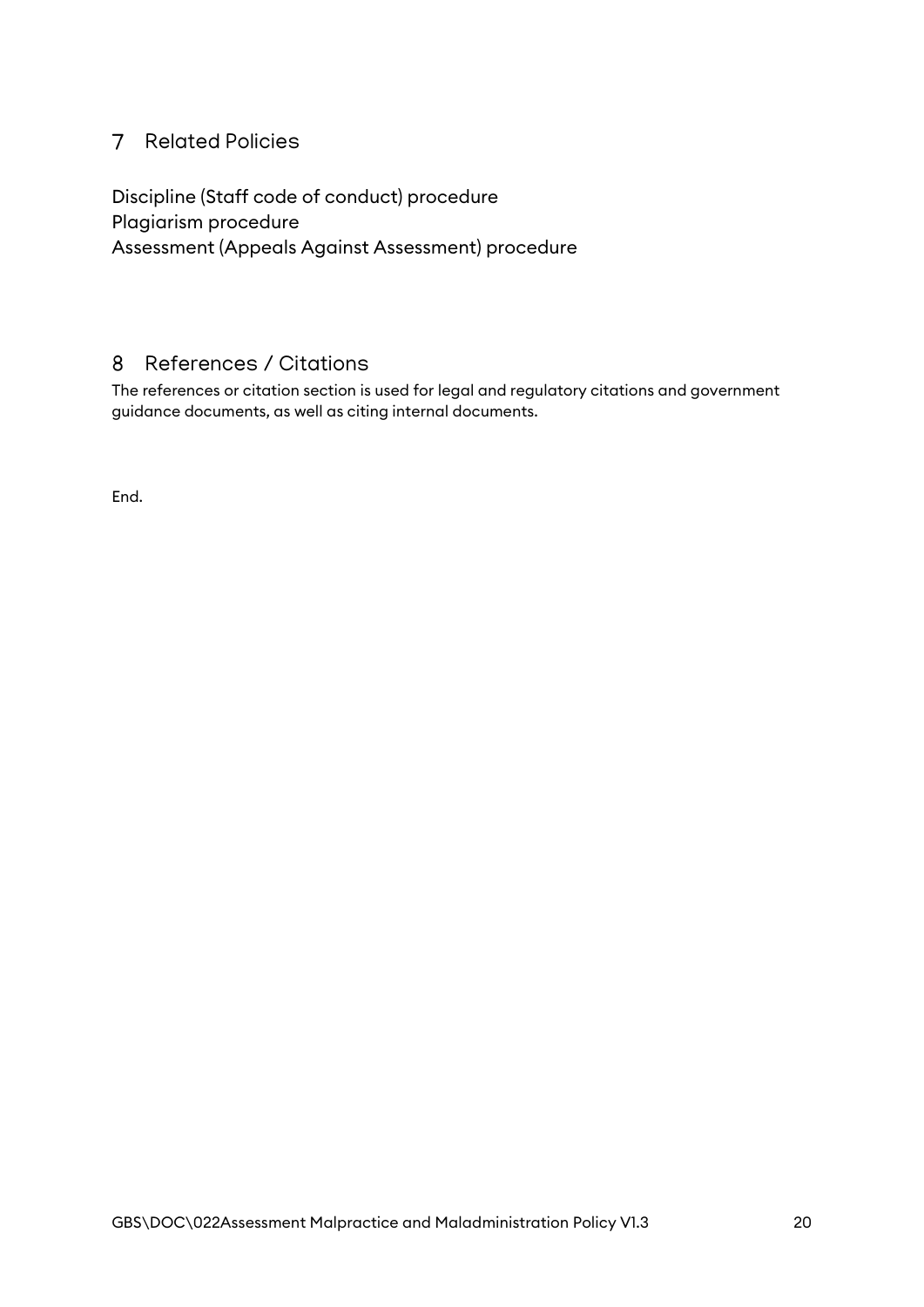## 7 Related Policies

Discipline (Staff code of conduct) procedure
Plagiarism procedure
Assessment (Appeals Against Assessment) procedure

## 8 References / Citations

The references or citation section is used for legal and regulatory citations and government guidance documents, as well as citing internal documents.

End.